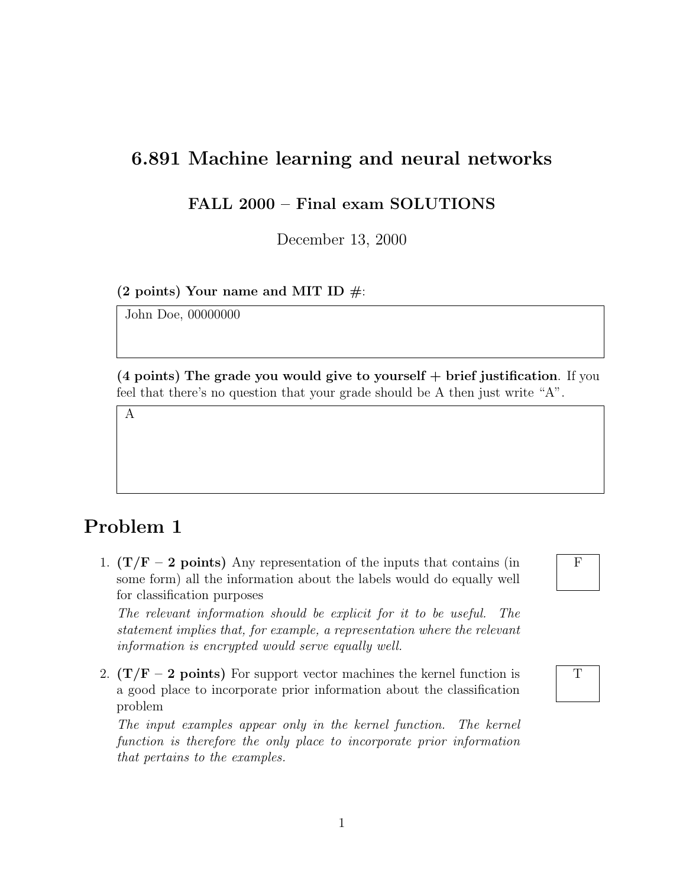# 6.891 Machine learning and neural networks

## FALL 2000 – Final exam SOLUTIONS

December 13, 2000

**(2 points) Your name and MIT ID #:**

John Doe, 00000000

**(4 points) The grade you would give to yourself + brief justification**. If you feel that there's no question that your grade should be A then just write "A".

A

# Problem 1

1. **(T/F – 2 points)** Any representation of the inputs that contains (in some form) all the information about the labels would do equally well for classification purposes

   F

   *The relevant information should be explicit for it to be useful. The statement implies that, for example, a representation where the relevant information is encrypted would serve equally well.*

2. **(T/F – 2 points)** For support vector machines the kernel function is a good place to incorporate prior information about the classification problem

   T

   *The input examples appear only in the kernel function. The kernel function is therefore the only place to incorporate prior information that pertains to the examples.*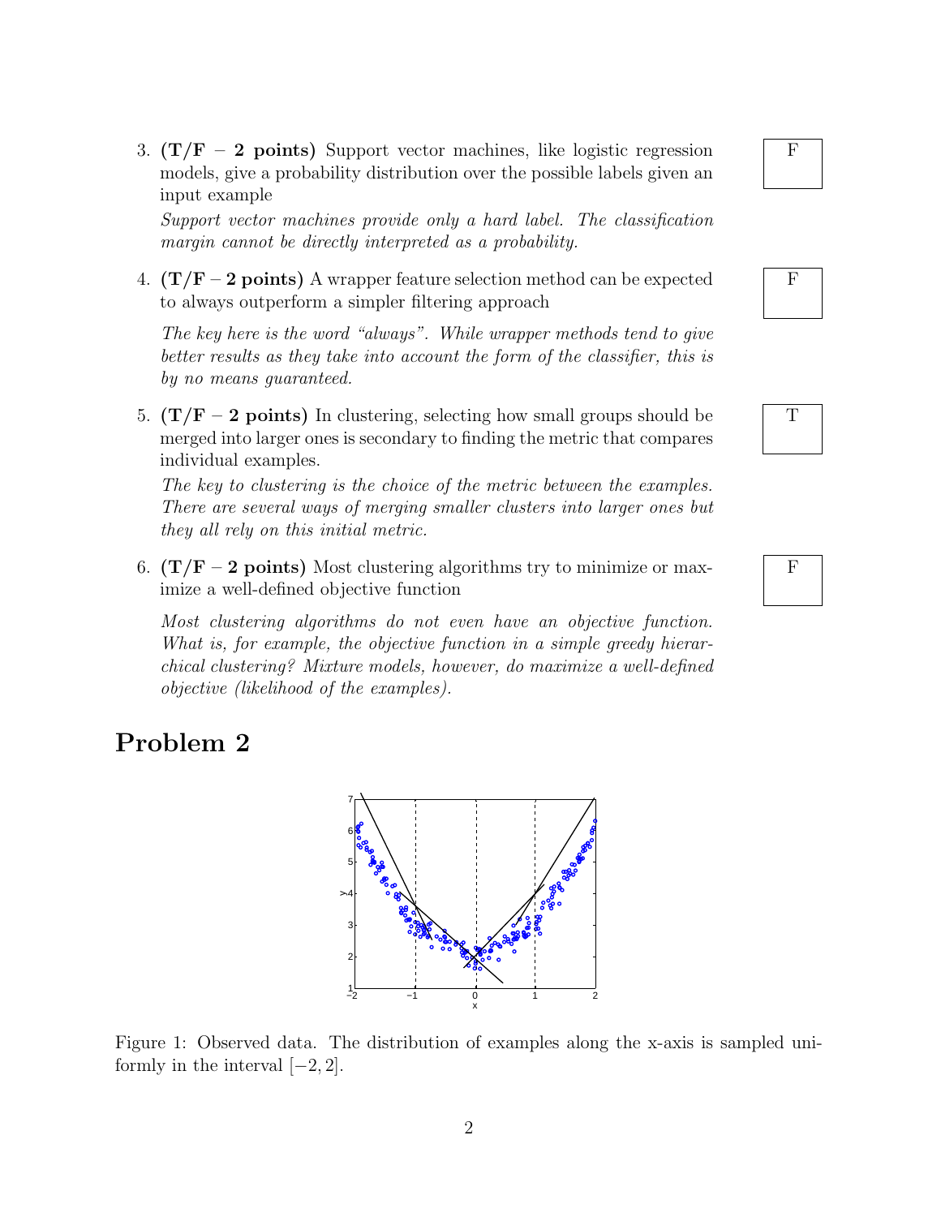3. **(T/F – 2 points)** Support vector machines, like logistic regression models, give a probability distribution over the possible labels given an input example

   F

   *Support vector machines provide only a hard label. The classification margin cannot be directly interpreted as a probability.*

4. **(T/F – 2 points)** A wrapper feature selection method can be expected to always outperform a simpler filtering approach

   F

   *The key here is the word "always". While wrapper methods tend to give better results as they take into account the form of the classifier, this is by no means guaranteed.*

5. **(T/F – 2 points)** In clustering, selecting how small groups should be merged into larger ones is secondary to finding the metric that compares individual examples.

   T

   *The key to clustering is the choice of the metric between the examples. There are several ways of merging smaller clusters into larger ones but they all rely on this initial metric.*

6. **(T/F – 2 points)** Most clustering algorithms try to minimize or maximize a well-defined objective function

   F

   *Most clustering algorithms do not even have an objective function. What is, for example, the objective function in a simple greedy hierarchical clustering? Mixture models, however, do maximize a well-defined objective (likelihood of the examples).*

# Problem 2

Figure 1: Observed data. The distribution of examples along the x-axis is sampled uniformly in the interval $[-2, 2]$.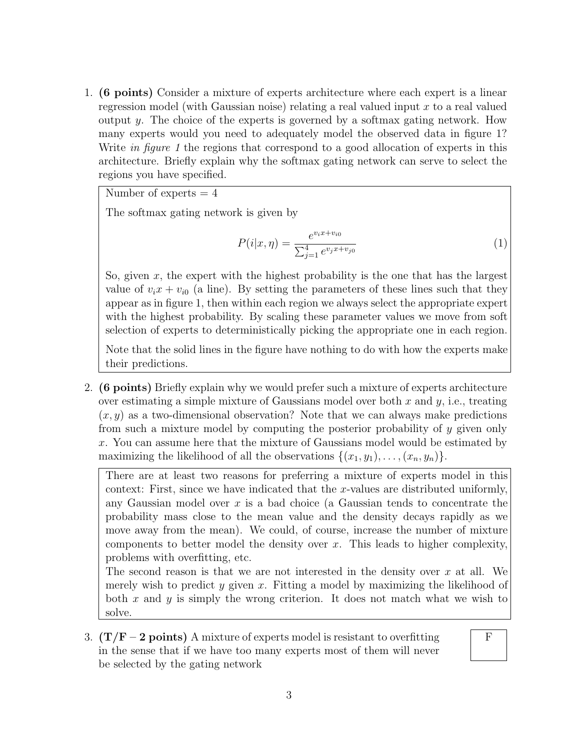1. **(6 points)** Consider a mixture of experts architecture where each expert is a linear regression model (with Gaussian noise) relating a real valued input $x$ to a real valued output $y$. The choice of the experts is governed by a softmax gating network. How many experts would you need to adequately model the observed data in figure 1? Write *in figure 1* the regions that correspond to a good allocation of experts in this architecture. Briefly explain why the softmax gating network can serve to select the regions you have specified.

   Number of experts = 4

   The softmax gating network is given by

   $$P(i|x, \eta) = \frac{e^{v_i x + v_{i0}}}{\sum_{j=1}^{4} e^{v_j x + v_{j0}}} \tag{1}$$

   So, given $x$, the expert with the highest probability is the one that has the largest value of $v_i x + v_{i0}$ (a line). By setting the parameters of these lines such that they appear as in figure 1, then within each region we always select the appropriate expert with the highest probability. By scaling these parameter values we move from soft selection of experts to deterministically picking the appropriate one in each region.

   Note that the solid lines in the figure have nothing to do with how the experts make their predictions.

2. **(6 points)** Briefly explain why we would prefer such a mixture of experts architecture over estimating a simple mixture of Gaussians model over both $x$ and $y$, i.e., treating $(x, y)$ as a two-dimensional observation? Note that we can always make predictions from such a mixture model by computing the posterior probability of $y$ given only $x$. You can assume here that the mixture of Gaussians model would be estimated by maximizing the likelihood of all the observations $\{(x_1, y_1), \ldots, (x_n, y_n)\}$.

   There are at least two reasons for preferring a mixture of experts model in this context: First, since we have indicated that the $x$-values are distributed uniformly, any Gaussian model over $x$ is a bad choice (a Gaussian tends to concentrate the probability mass close to the mean value and the density decays rapidly as we move away from the mean). We could, of course, increase the number of mixture components to better model the density over $x$. This leads to higher complexity, problems with overfitting, etc.
   The second reason is that we are not interested in the density over $x$ at all. We merely wish to predict $y$ given $x$. Fitting a model by maximizing the likelihood of both $x$ and $y$ is simply the wrong criterion. It does not match what we wish to solve.

3. **(T/F – 2 points)** A mixture of experts model is resistant to overfitting in the sense that if we have too many experts most of them will never be selected by the gating network

   F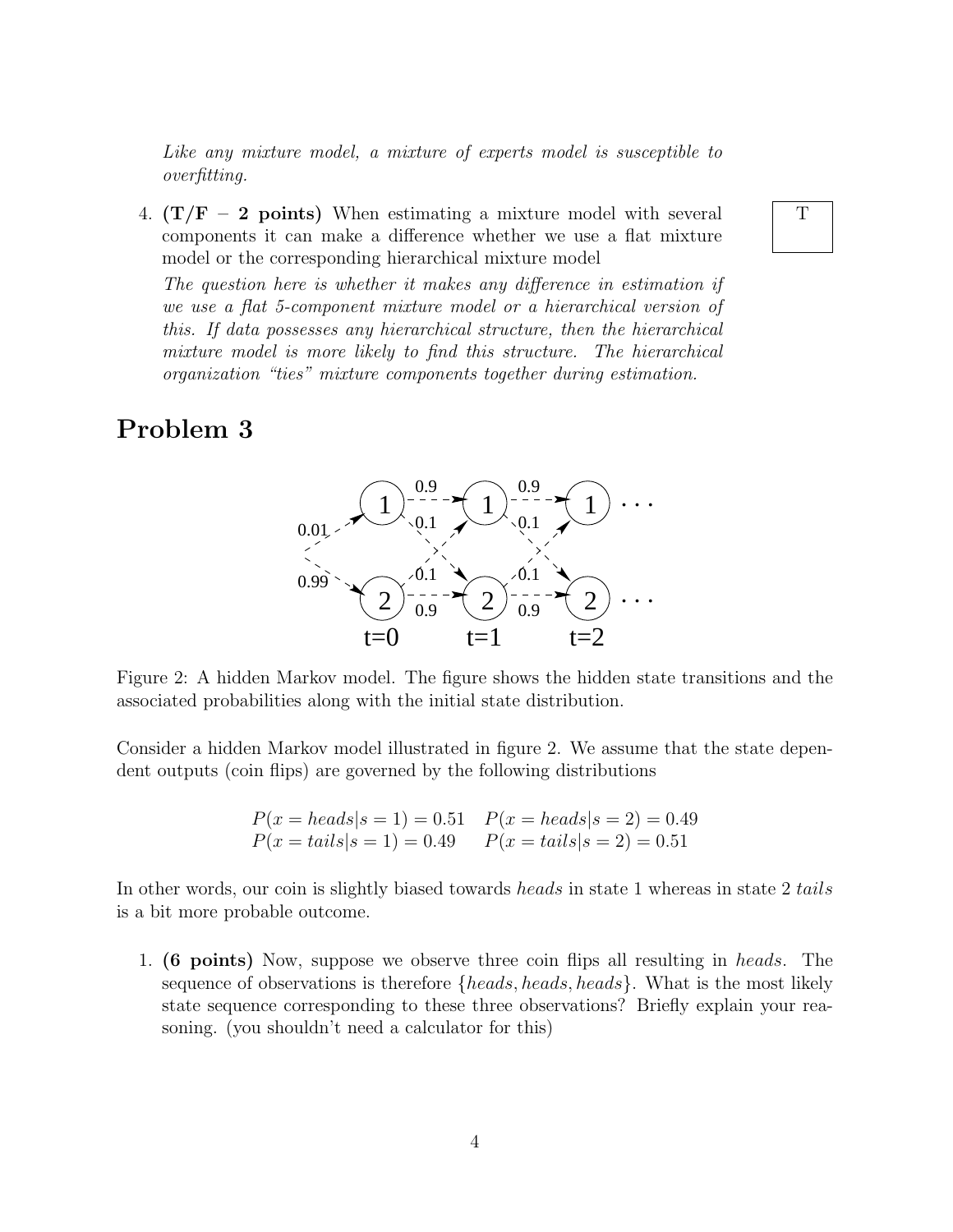*Like any mixture model, a mixture of experts model is susceptible to overfitting.*

4. **(T/F – 2 points)** When estimating a mixture model with several components it can make a difference whether we use a flat mixture model or the corresponding hierarchical mixture model

   T

   *The question here is whether it makes any difference in estimation if we use a flat 5-component mixture model or a hierarchical version of this. If data possesses any hierarchical structure, then the hierarchical mixture model is more likely to find this structure. The hierarchical organization "ties" mixture components together during estimation.*

# Problem 3

Figure 2: A hidden Markov model. The figure shows the hidden state transitions and the associated probabilities along with the initial state distribution.

Consider a hidden Markov model illustrated in figure 2. We assume that the state dependent outputs (coin flips) are governed by the following distributions

$$
\begin{array}{ll}
P(x = heads|s = 1) = 0.51 & P(x = heads|s = 2) = 0.49 \\
P(x = tails|s = 1) = 0.49 & P(x = tails|s = 2) = 0.51
\end{array}
$$

In other words, our coin is slightly biased towards *heads* in state 1 whereas in state 2 *tails* is a bit more probable outcome.

1. **(6 points)** Now, suppose we observe three coin flips all resulting in *heads*. The sequence of observations is therefore $\{heads, heads, heads\}$. What is the most likely state sequence corresponding to these three observations? Briefly explain your reasoning. (you shouldn't need a calculator for this)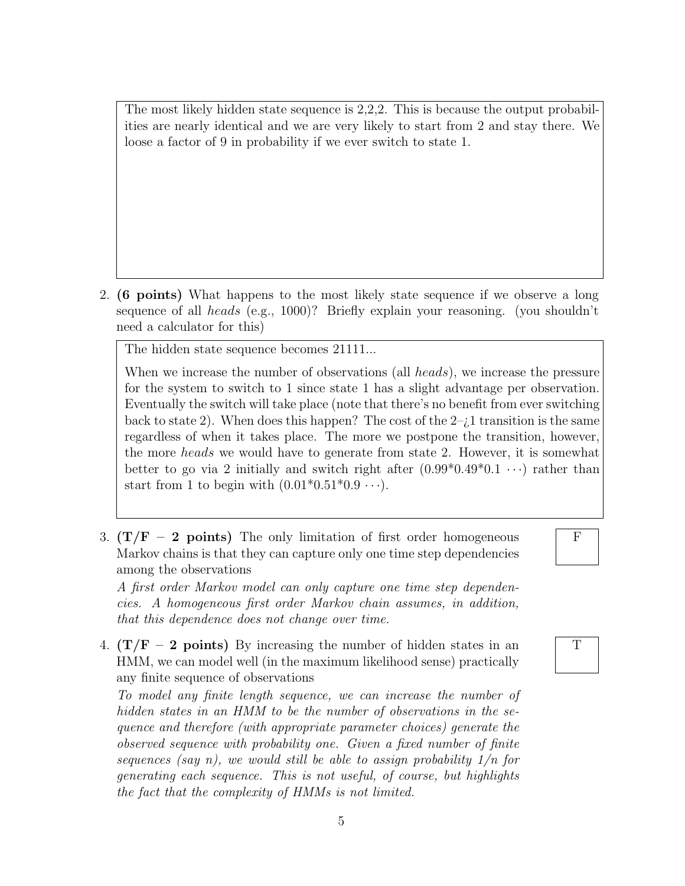The most likely hidden state sequence is 2,2,2. This is because the output probabilities are nearly identical and we are very likely to start from 2 and stay there. We loose a factor of 9 in probability if we ever switch to state 1.

2. **(6 points)** What happens to the most likely state sequence if we observe a long sequence of all *heads* (e.g., 1000)? Briefly explain your reasoning. (you shouldn't need a calculator for this)

The hidden state sequence becomes 21111...

When we increase the number of observations (all *heads*), we increase the pressure for the system to switch to 1 since state 1 has a slight advantage per observation. Eventually the switch will take place (note that there's no benefit from ever switching back to state 2). When does this happen? The cost of the 2–¿1 transition is the same regardless of when it takes place. The more we postpone the transition, however, the more *heads* we would have to generate from state 2. However, it is somewhat better to go via 2 initially and switch right after $(0.99 * 0.49 * 0.1 \cdots)$ rather than start from 1 to begin with $(0.01 * 0.51 * 0.9 \cdots)$.

3. **(T/F – 2 points)** The only limitation of first order homogeneous Markov chains is that they can capture only one time step dependencies among the observations

   **F**

   *A first order Markov model can only capture one time step dependencies. A homogeneous first order Markov chain assumes, in addition, that this dependence does not change over time.*

4. **(T/F – 2 points)** By increasing the number of hidden states in an HMM, we can model well (in the maximum likelihood sense) practically any finite sequence of observations

   **T**

   *To model any finite length sequence, we can increase the number of hidden states in an HMM to be the number of observations in the sequence and therefore (with appropriate parameter choices) generate the observed sequence with probability one. Given a fixed number of finite sequences (say n), we would still be able to assign probability 1/n for generating each sequence. This is not useful, of course, but highlights the fact that the complexity of HMMs is not limited.*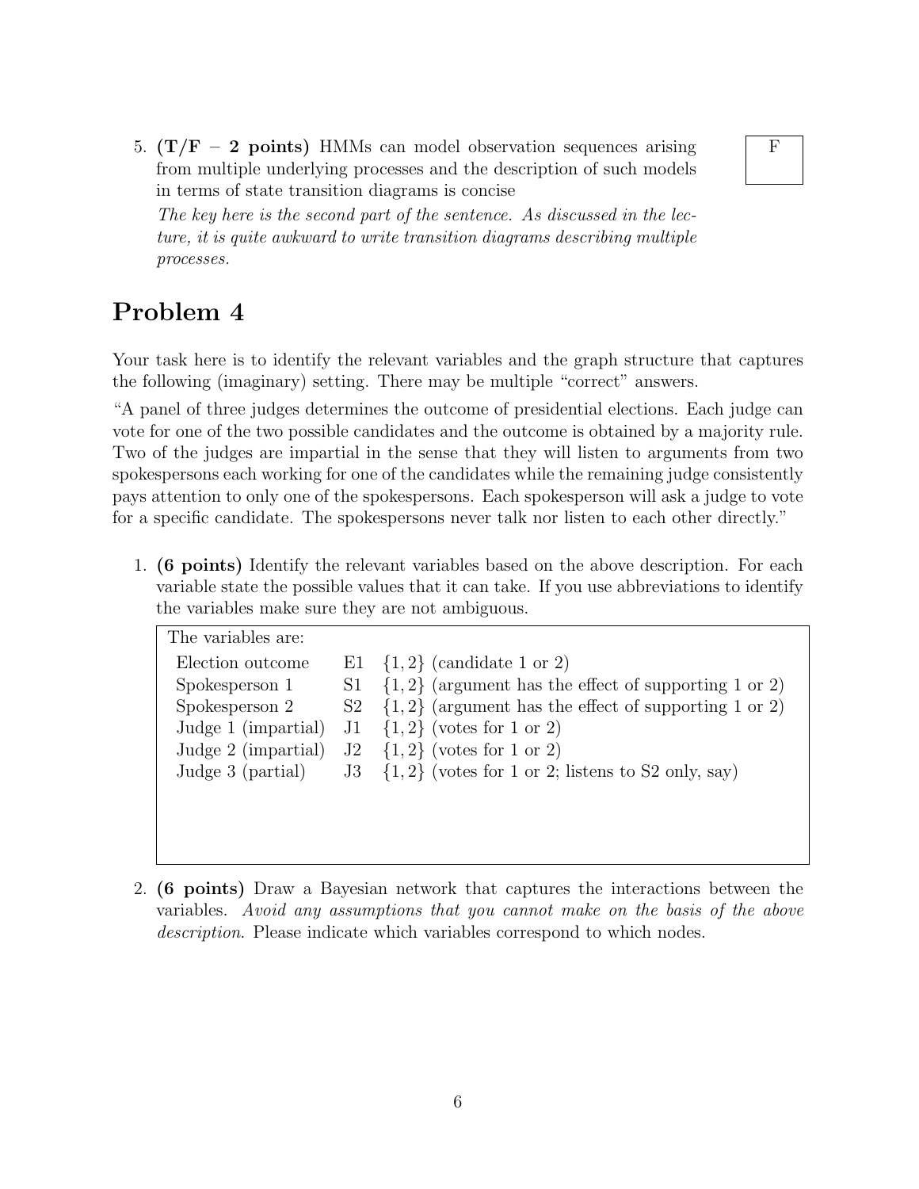5. **(T/F – 2 points)** HMMs can model observation sequences arising from multiple underlying processes and the description of such models in terms of state transition diagrams is concise

   **F**

   *The key here is the second part of the sentence. As discussed in the lecture, it is quite awkward to write transition diagrams describing multiple processes.*

# Problem 4

Your task here is to identify the relevant variables and the graph structure that captures the following (imaginary) setting. There may be multiple "correct" answers.

"A panel of three judges determines the outcome of presidential elections. Each judge can vote for one of the two possible candidates and the outcome is obtained by a majority rule. Two of the judges are impartial in the sense that they will listen to arguments from two spokespersons each working for one of the candidates while the remaining judge consistently pays attention to only one of the spokespersons. Each spokesperson will ask a judge to vote for a specific candidate. The spokespersons never talk nor listen to each other directly."

1. **(6 points)** Identify the relevant variables based on the above description. For each variable state the possible values that it can take. If you use abbreviations to identify the variables make sure they are not ambiguous.

   The variables are:

   | | | |
   |---|---|---|
   | Election outcome | E1 | $\{1, 2\}$ (candidate 1 or 2) |
   | Spokesperson 1 | S1 | $\{1, 2\}$ (argument has the effect of supporting 1 or 2) |
   | Spokesperson 2 | S2 | $\{1, 2\}$ (argument has the effect of supporting 1 or 2) |
   | Judge 1 (impartial) | J1 | $\{1, 2\}$ (votes for 1 or 2) |
   | Judge 2 (impartial) | J2 | $\{1, 2\}$ (votes for 1 or 2) |
   | Judge 3 (partial) | J3 | $\{1, 2\}$ (votes for 1 or 2; listens to S2 only, say) |

2. **(6 points)** Draw a Bayesian network that captures the interactions between the variables. *Avoid any assumptions that you cannot make on the basis of the above description.* Please indicate which variables correspond to which nodes.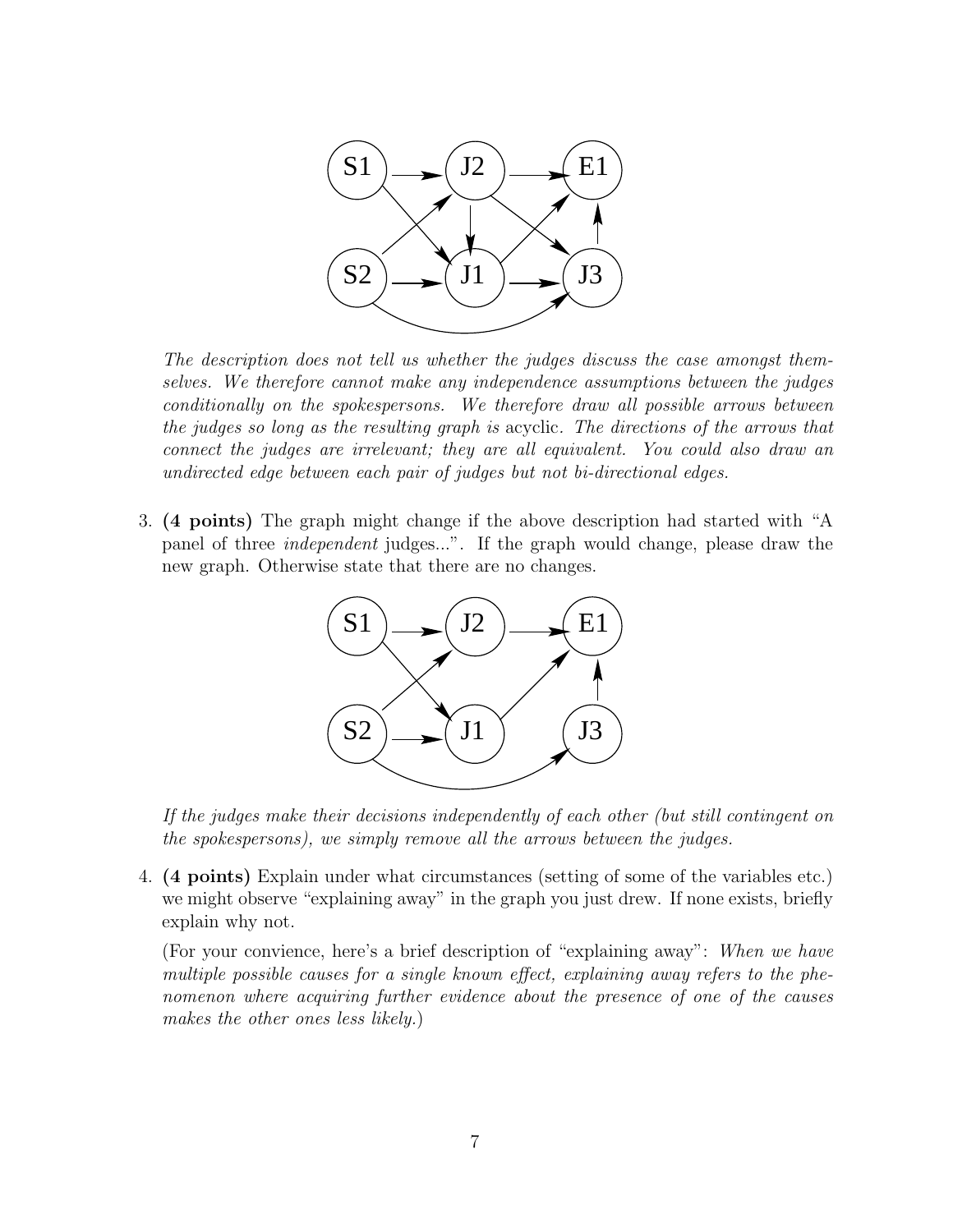*The description does not tell us whether the judges discuss the case amongst themselves. We therefore cannot make any independence assumptions between the judges conditionally on the spokespersons. We therefore draw all possible arrows between the judges so long as the resulting graph is* acyclic. *The directions of the arrows that connect the judges are irrelevant; they are all equivalent. You could also draw an undirected edge between each pair of judges but not bi-directional edges.*

3. **(4 points)** The graph might change if the above description had started with "A panel of three *independent* judges...". If the graph would change, please draw the new graph. Otherwise state that there are no changes.

   *If the judges make their decisions independently of each other (but still contingent on the spokespersons), we simply remove all the arrows between the judges.*

4. **(4 points)** Explain under what circumstances (setting of some of the variables etc.) we might observe "explaining away" in the graph you just drew. If none exists, briefly explain why not.

   (For your convience, here's a brief description of "explaining away": *When we have multiple possible causes for a single known effect, explaining away refers to the phenomenon where acquiring further evidence about the presence of one of the causes makes the other ones less likely.*)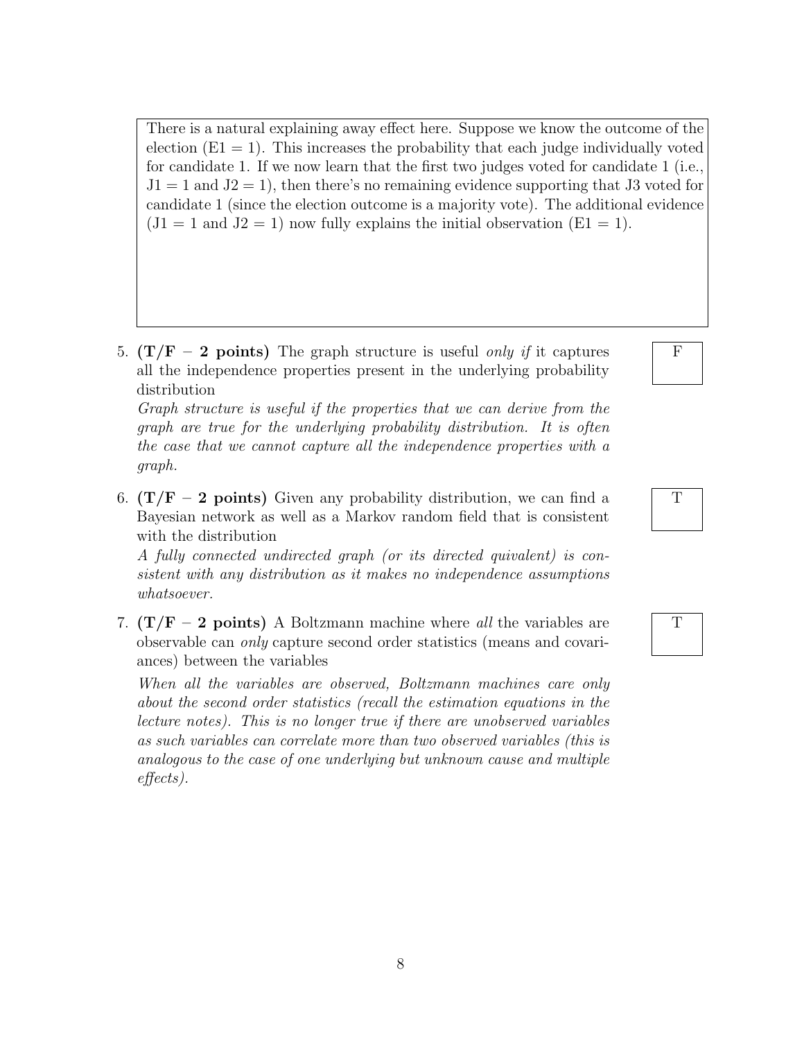There is a natural explaining away effect here. Suppose we know the outcome of the election (E1 = 1). This increases the probability that each judge individually voted for candidate 1. If we now learn that the first two judges voted for candidate 1 (i.e., J1 = 1 and J2 = 1), then there's no remaining evidence supporting that J3 voted for candidate 1 (since the election outcome is a majority vote). The additional evidence (J1 = 1 and J2 = 1) now fully explains the initial observation (E1 = 1).

5. **(T/F – 2 points)** The graph structure is useful *only if* it captures all the independence properties present in the underlying probability distribution

   **F**

   *Graph structure is useful if the properties that we can derive from the graph are true for the underlying probability distribution. It is often the case that we cannot capture all the independence properties with a graph.*

6. **(T/F – 2 points)** Given any probability distribution, we can find a Bayesian network as well as a Markov random field that is consistent with the distribution

   **T**

   *A fully connected undirected graph (or its directed quivalent) is consistent with any distribution as it makes no independence assumptions whatsoever.*

7. **(T/F – 2 points)** A Boltzmann machine where *all* the variables are observable can *only* capture second order statistics (means and covariances) between the variables

   **T**

   *When all the variables are observed, Boltzmann machines care only about the second order statistics (recall the estimation equations in the lecture notes). This is no longer true if there are unobserved variables as such variables can correlate more than two observed variables (this is analogous to the case of one underlying but unknown cause and multiple effects).*